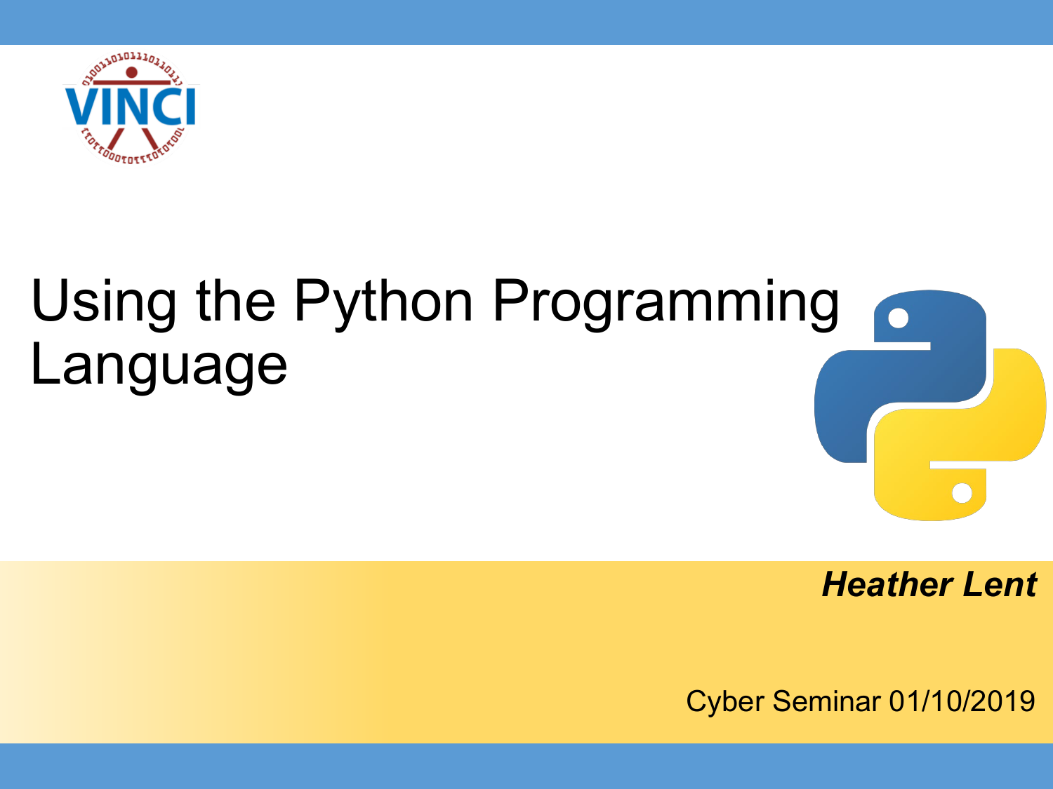# Using the Python Programming Language

***Heather Lent***

Cyber Seminar 01/10/2019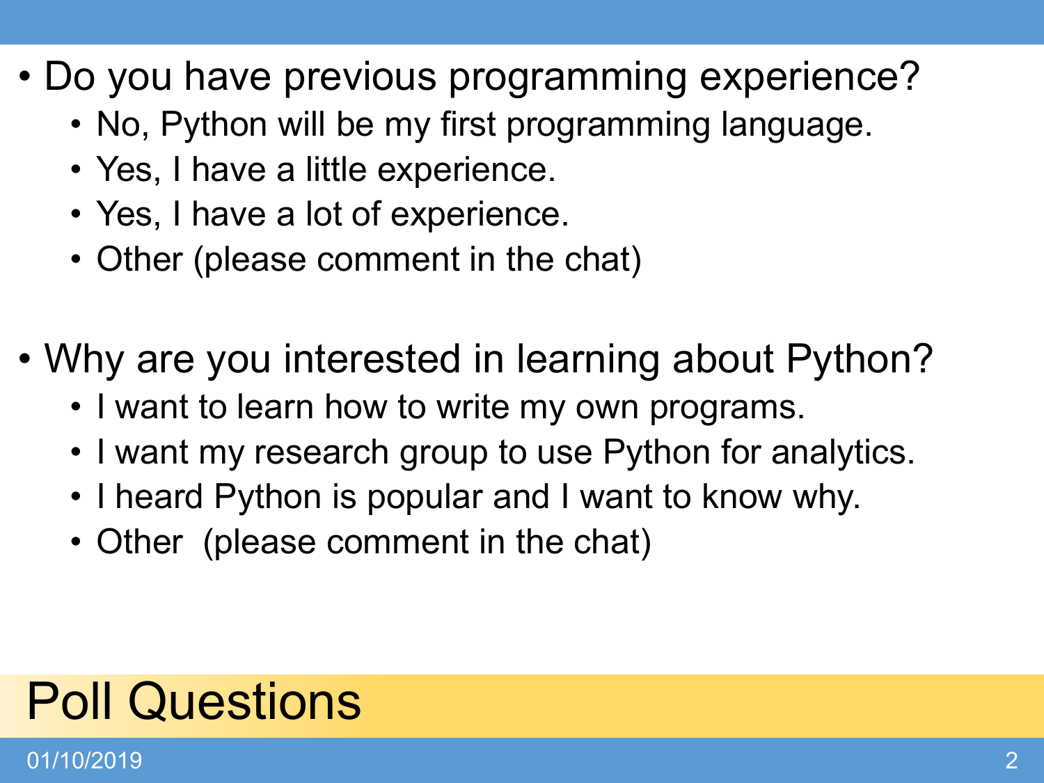# Poll Questions

- Do you have previous programming experience?
  - No, Python will be my first programming language.
  - Yes, I have a little experience.
  - Yes, I have a lot of experience.
  - Other (please comment in the chat)

- Why are you interested in learning about Python?
  - I want to learn how to write my own programs.
  - I want my research group to use Python for analytics.
  - I heard Python is popular and I want to know why.
  - Other (please comment in the chat)

01/10/2019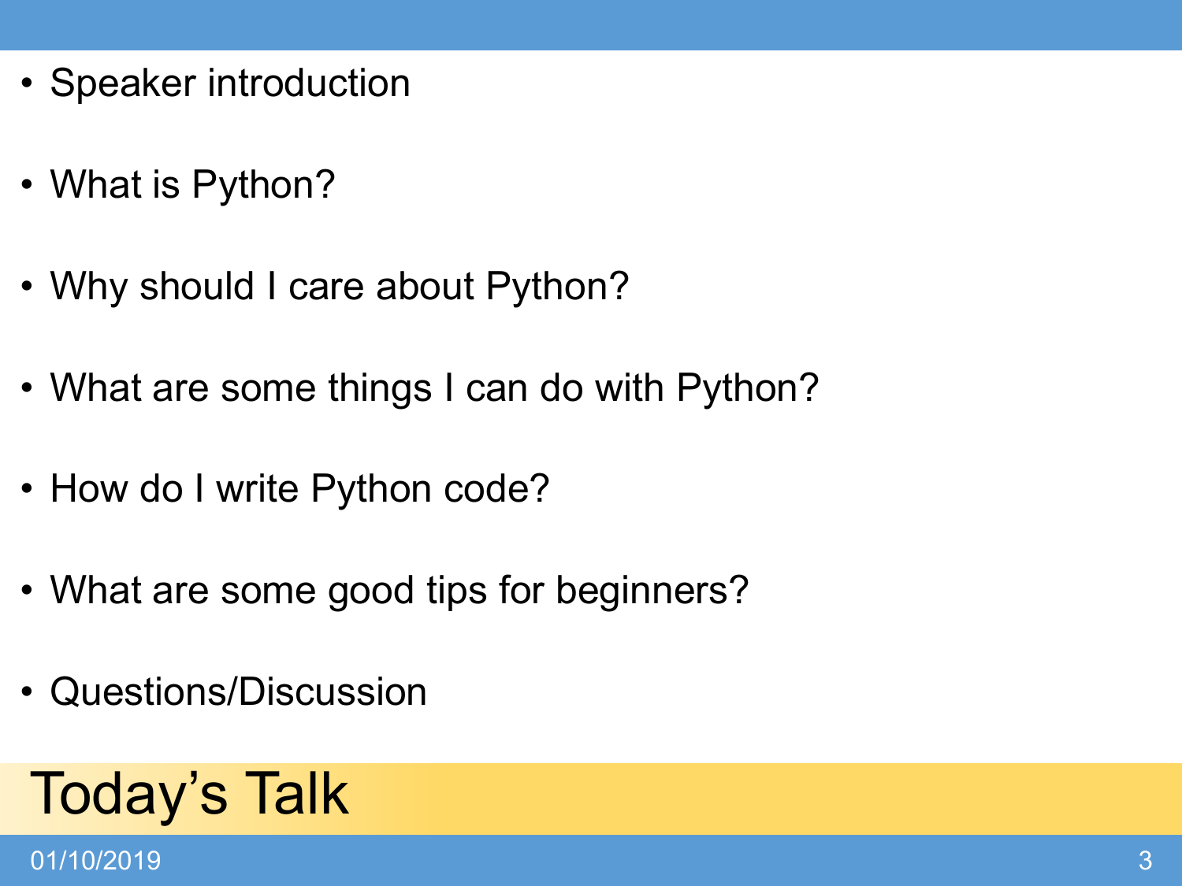# Today's Talk

- Speaker introduction
- What is Python?
- Why should I care about Python?
- What are some things I can do with Python?
- How do I write Python code?
- What are some good tips for beginners?
- Questions/Discussion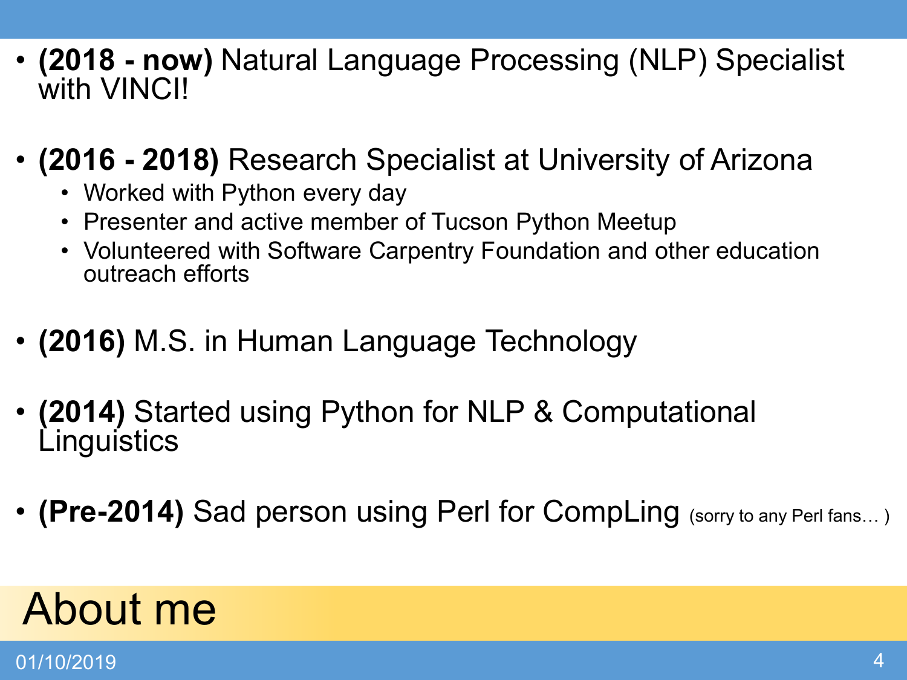## About me

- **(2018 - now)** Natural Language Processing (NLP) Specialist with VINCI!
- **(2016 - 2018)** Research Specialist at University of Arizona
  - Worked with Python every day
  - Presenter and active member of Tucson Python Meetup
  - Volunteered with Software Carpentry Foundation and other education outreach efforts
- **(2016)** M.S. in Human Language Technology
- **(2014)** Started using Python for NLP & Computational Linguistics
- **(Pre-2014)** Sad person using Perl for CompLing (sorry to any Perl fans… )

01/10/2019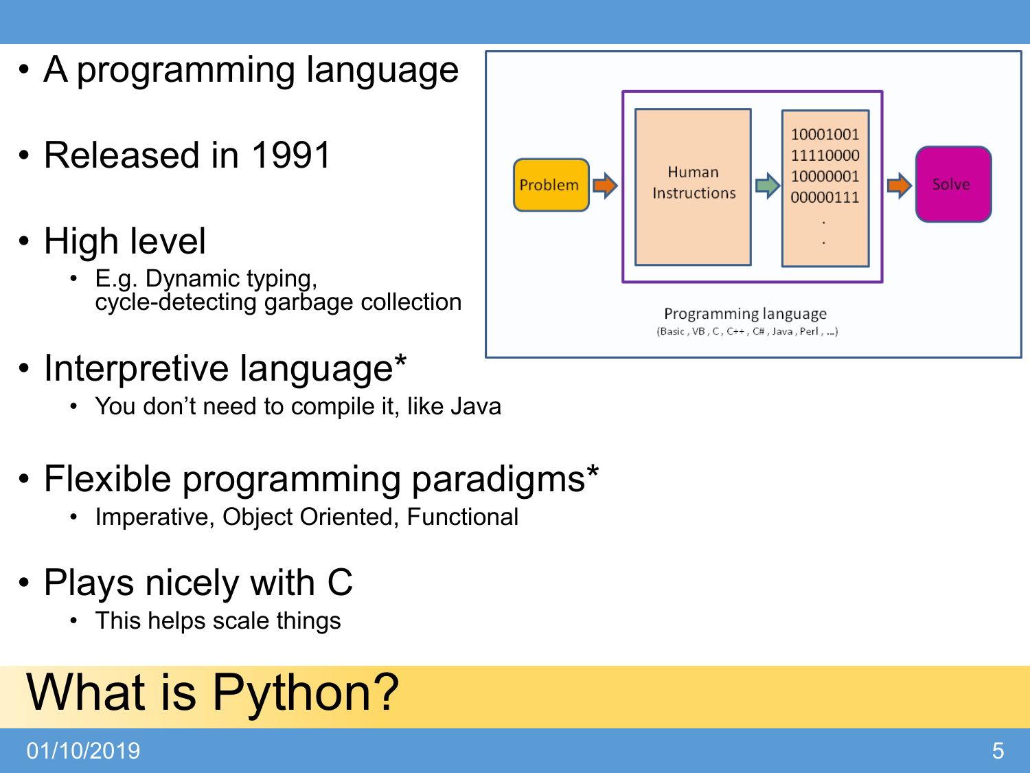# What is Python?

- A programming language
- Released in 1991
- High level
  - E.g. Dynamic typing, cycle-detecting garbage collection
- Interpretive language*
  - You don't need to compile it, like Java
- Flexible programming paradigms*
  - Imperative, Object Oriented, Functional
- Plays nicely with C
  - This helps scale things

Problem → Human Instructions → 10001001 11110000 10000001 00000111 . . → Solve

Programming language
(Basic , VB , C , C++ , C# , Java , Perl , ...)

01/10/2019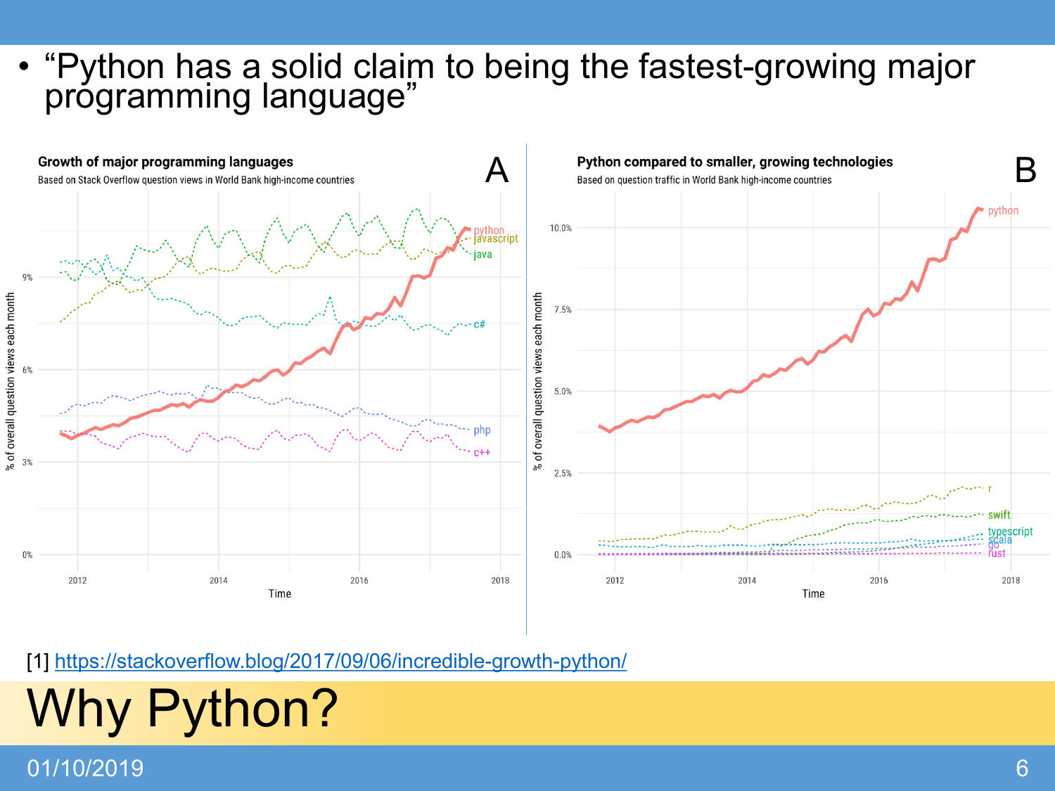# Why Python?

- "Python has a solid claim to being the fastest-growing major programming language"

**Growth of major programming languages**
Based on Stack Overflow question views in World Bank high-income countries

**Python compared to smaller, growing technologies**
Based on question traffic in World Bank high-income countries

[1] https://stackoverflow.blog/2017/09/06/incredible-growth-python/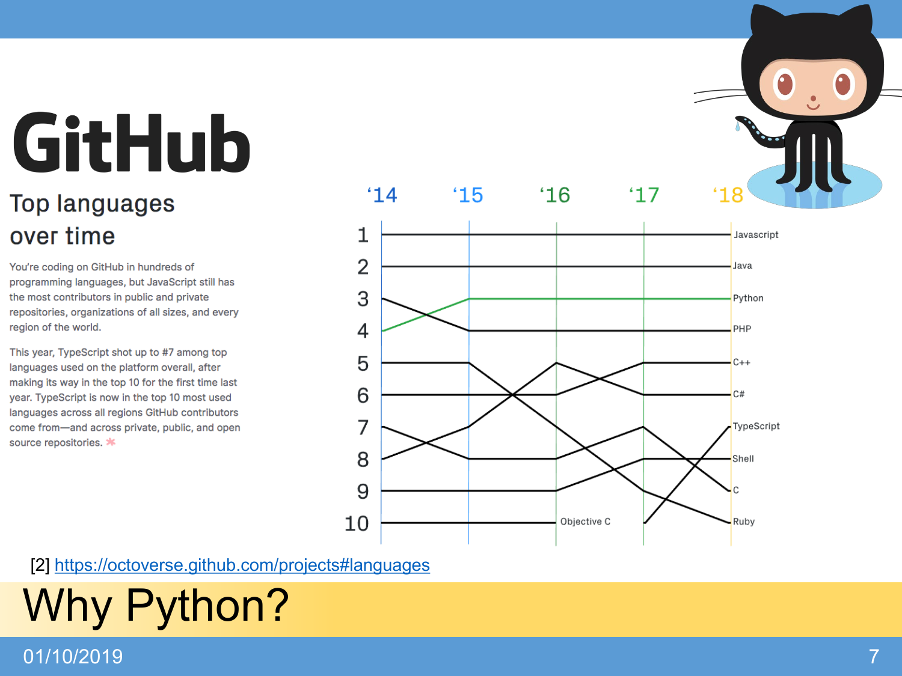# GitHub

## Top languages over time

You're coding on GitHub in hundreds of programming languages, but JavaScript still has the most contributors in public and private repositories, organizations of all sizes, and every region of the world.

This year, TypeScript shot up to #7 among top languages used on the platform overall, after making its way in the top 10 for the first time last year. TypeScript is now in the top 10 most used languages across all regions GitHub contributors come from—and across private, public, and open source repositories.

| Rank | '18 |
| --- | --- |
| 1 | Javascript |
| 2 | Java |
| 3 | Python |
| 4 | PHP |
| 5 | C++ |
| 6 | C# |
| 7 | TypeScript |
| 8 | Shell |
| 9 | C |
| 10 | Ruby |

Objective C

[2] https://octoverse.github.com/projects#languages

# Why Python?

01/10/2019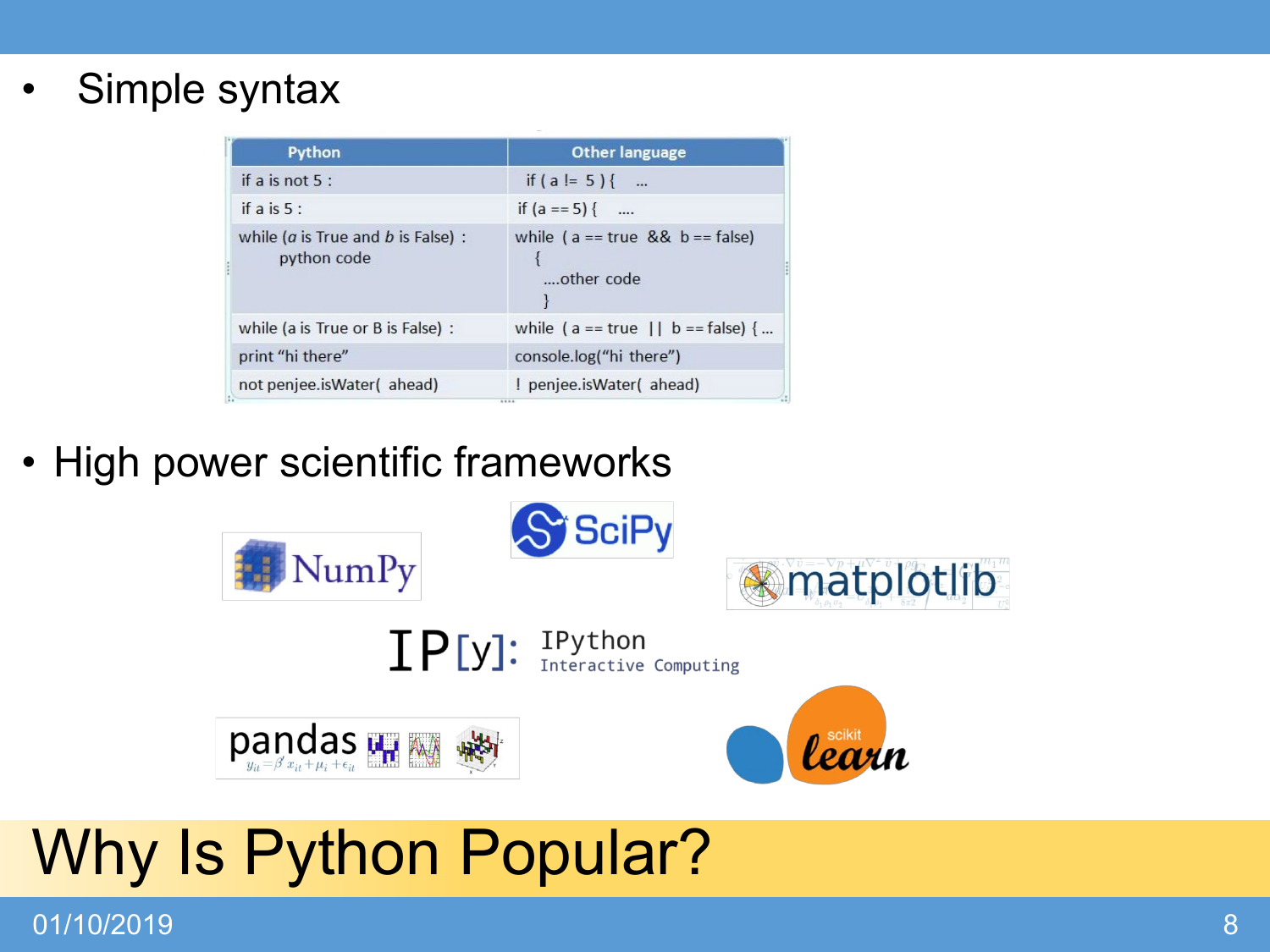# Why Is Python Popular?

- Simple syntax

| Python | Other language |
| --- | --- |
| if a is not 5 : | if ( a != 5 ) { ... |
| if a is 5 : | if (a == 5) { .... |
| while (*a* is True and *b* is False) : python code | while ( a == true && b == false) { ....other code } |
| while (a is True or B is False) : | while ( a == true \|\| b == false) { ... |
| print “hi there” | console.log(“hi there”) |
| not penjee.isWater( ahead) | ! penjee.isWater( ahead) |

- High power scientific frameworks

NumPy

SciPy

matplotlib

IPython Interactive Computing

pandas

scikit learn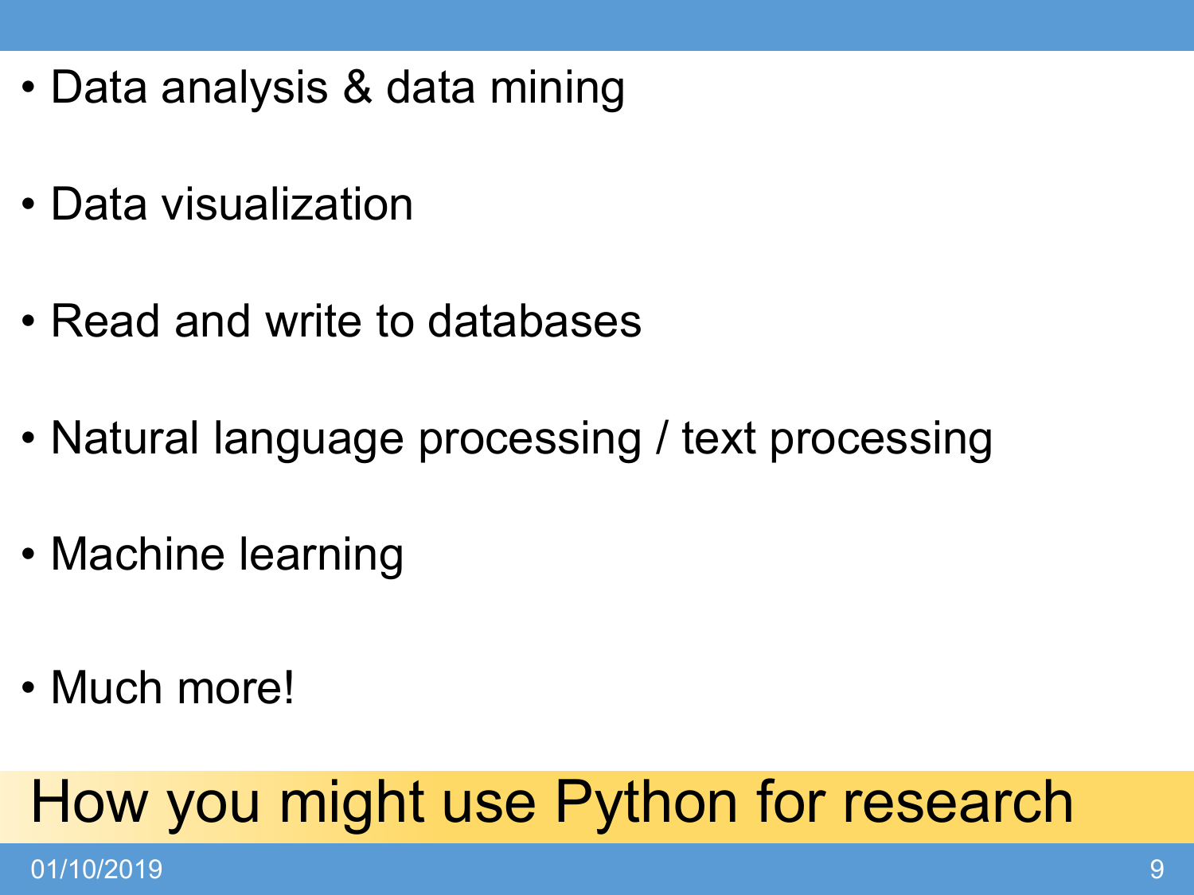## How you might use Python for research

- Data analysis & data mining
- Data visualization
- Read and write to databases
- Natural language processing / text processing
- Machine learning
- Much more!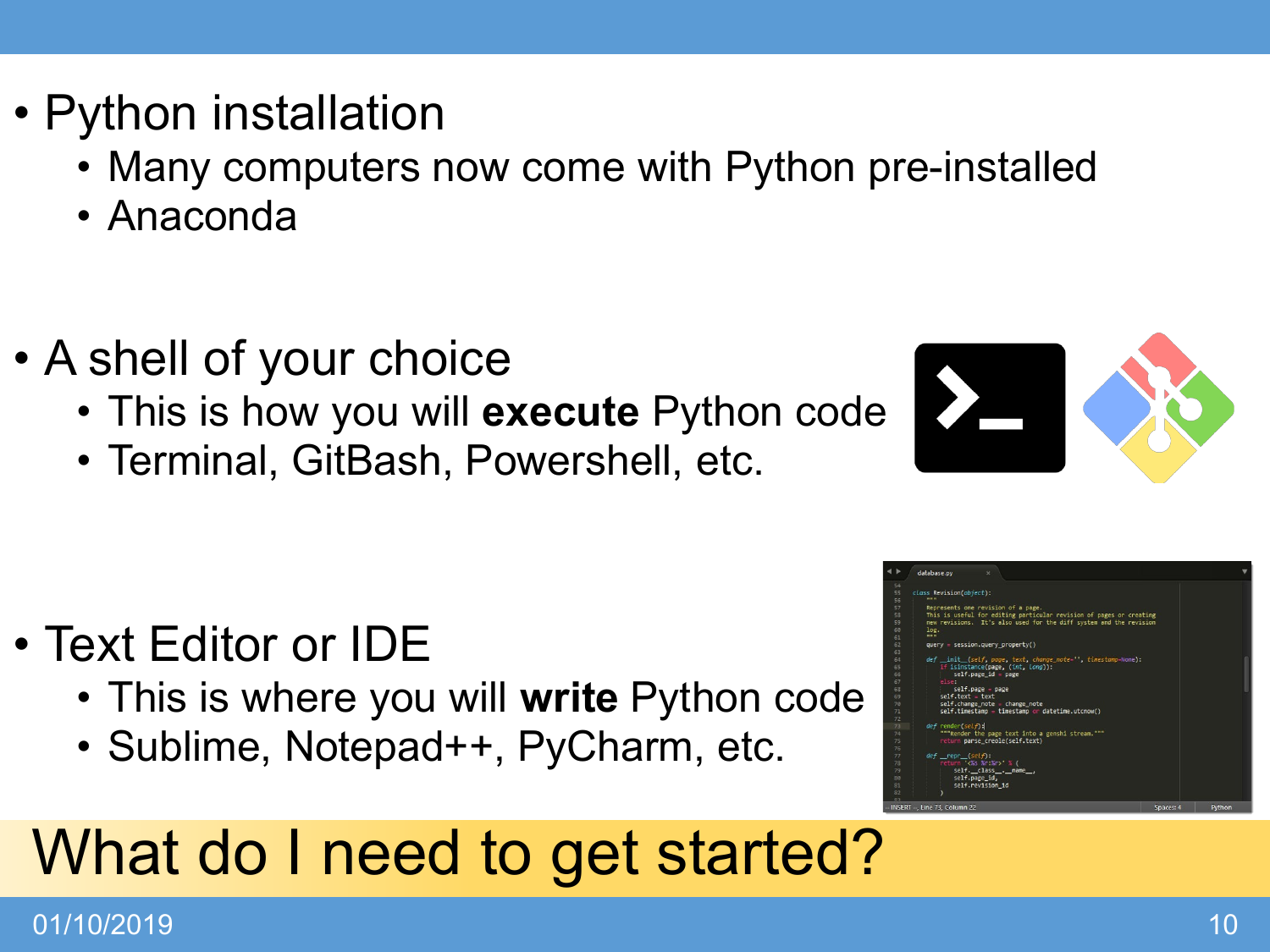# What do I need to get started?

- Python installation
  - Many computers now come with Python pre-installed
  - Anaconda

- A shell of your choice
  - This is how you will **execute** Python code
  - Terminal, GitBash, Powershell, etc.

- Text Editor or IDE
  - This is where you will **write** Python code
  - Sublime, Notepad++, PyCharm, etc.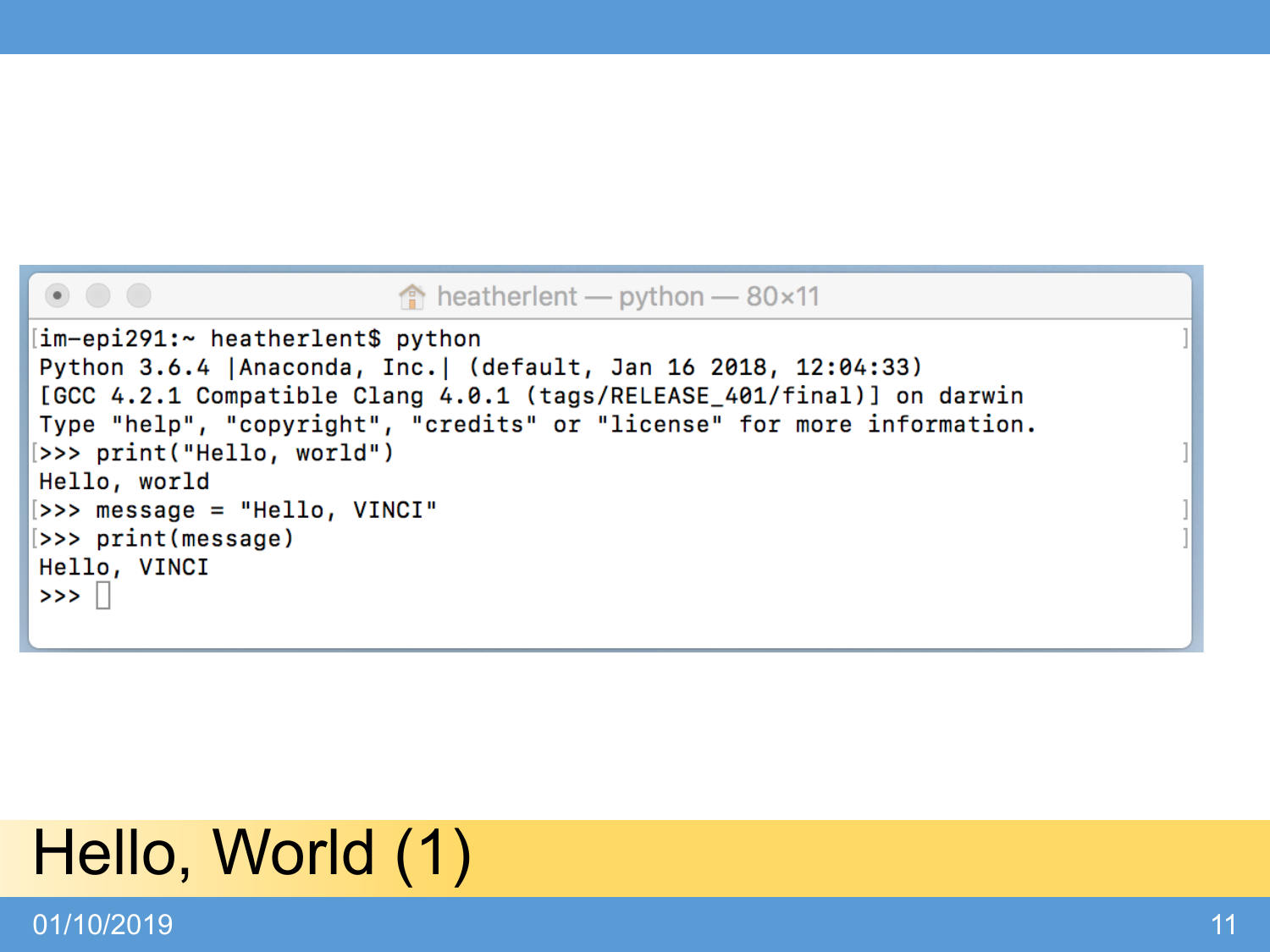# Hello, World (1)

```
heatherlent — python — 80×11

im-epi291:~ heatherlent$ python
Python 3.6.4 |Anaconda, Inc.| (default, Jan 16 2018, 12:04:33)
[GCC 4.2.1 Compatible Clang 4.0.1 (tags/RELEASE_401/final)] on darwin
Type "help", "copyright", "credits" or "license" for more information.
>>> print("Hello, world")
Hello, world
>>> message = "Hello, VINCI"
>>> print(message)
Hello, VINCI
>>> 
```

01/10/2019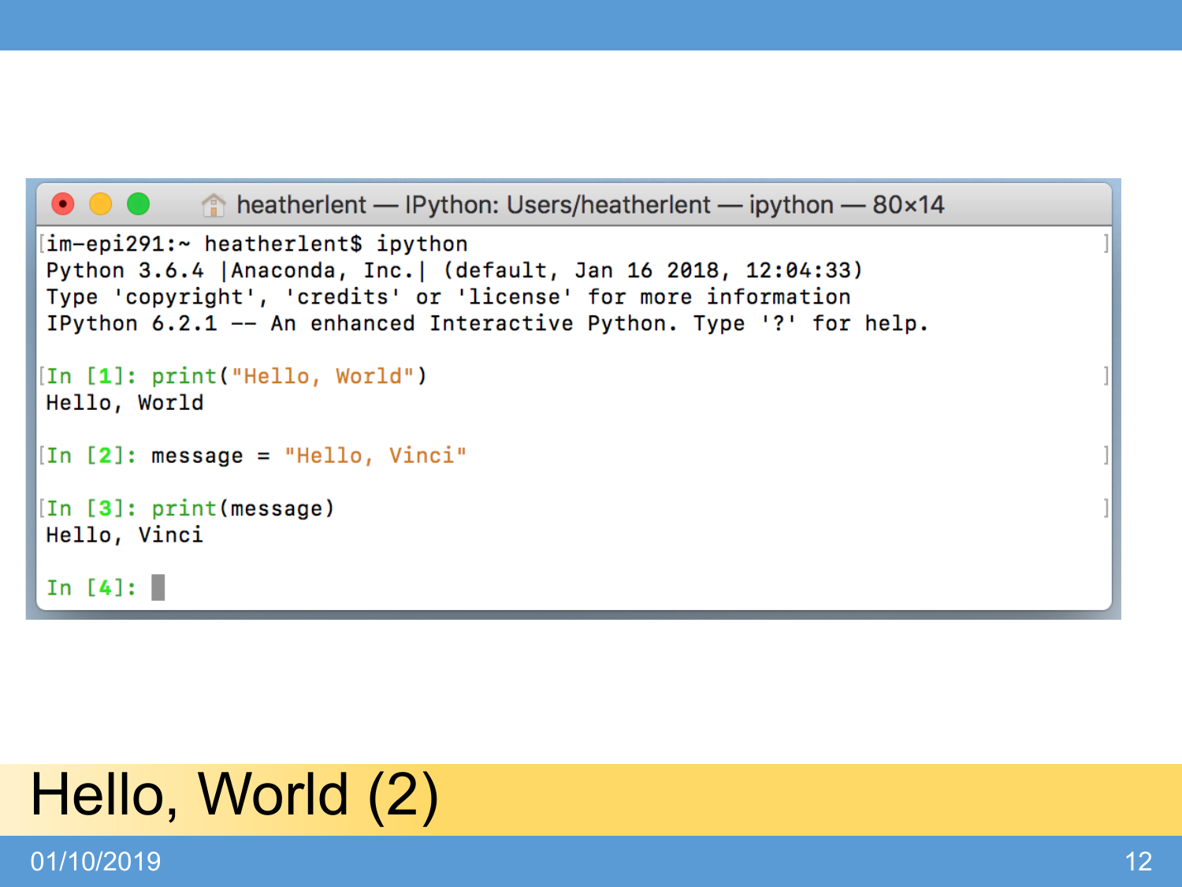# Hello, World (2)

```
im-epi291:~ heatherlent$ ipython
Python 3.6.4 |Anaconda, Inc.| (default, Jan 16 2018, 12:04:33)
Type 'copyright', 'credits' or 'license' for more information
IPython 6.2.1 -- An enhanced Interactive Python. Type '?' for help.

In [1]: print("Hello, World")
Hello, World

In [2]: message = "Hello, Vinci"

In [3]: print(message)
Hello, Vinci

In [4]:
```

01/10/2019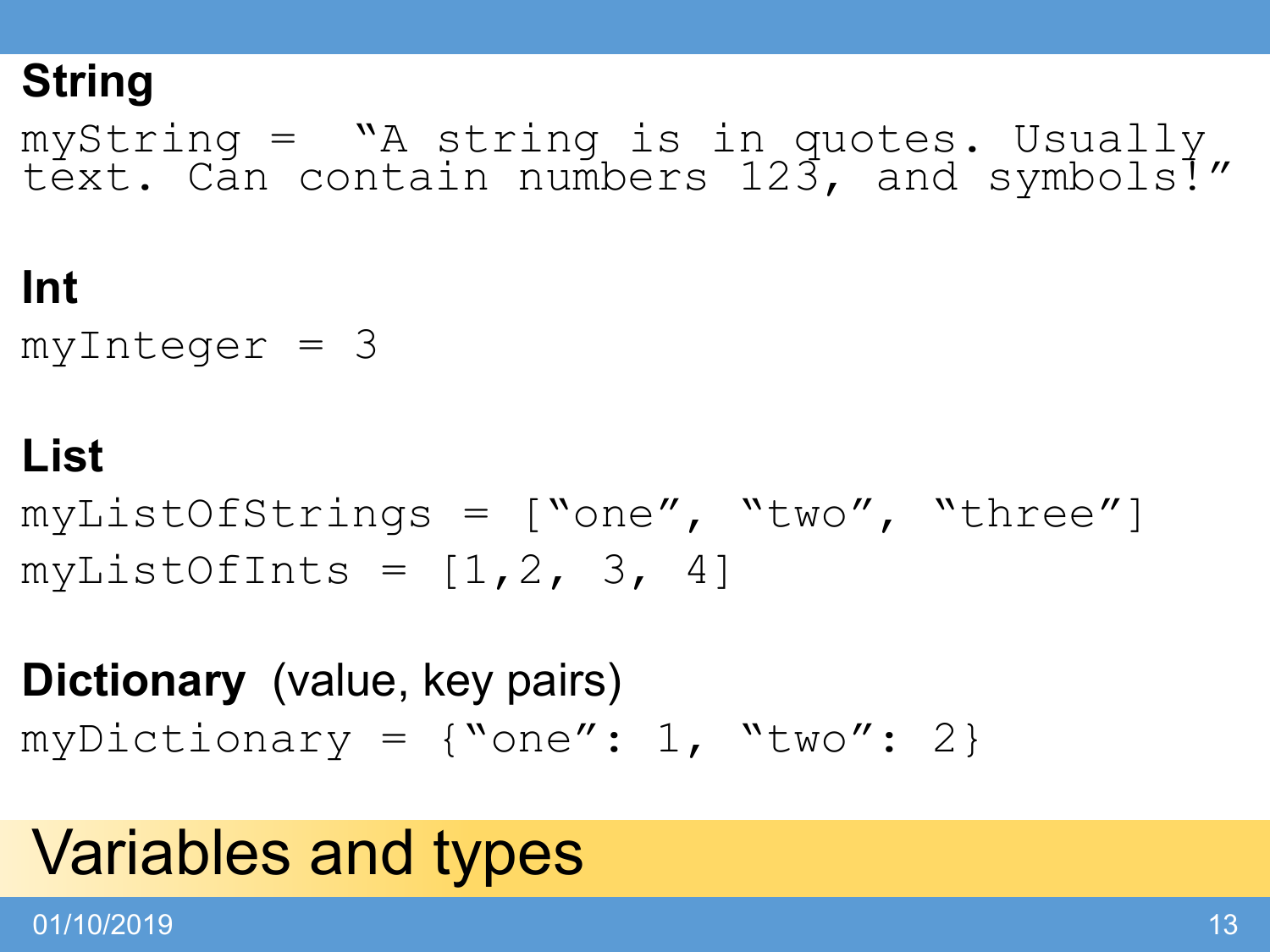# Variables and types

## String

```
myString =  “A string is in quotes. Usually
text. Can contain numbers 123, and symbols!”
```

## Int

```
myInteger = 3
```

## List

```
myListOfStrings = [“one”, “two”, “three”]
myListOfInts = [1,2, 3, 4]
```

## Dictionary (value, key pairs)

```
myDictionary = {“one”: 1, “two”: 2}
```

01/10/2019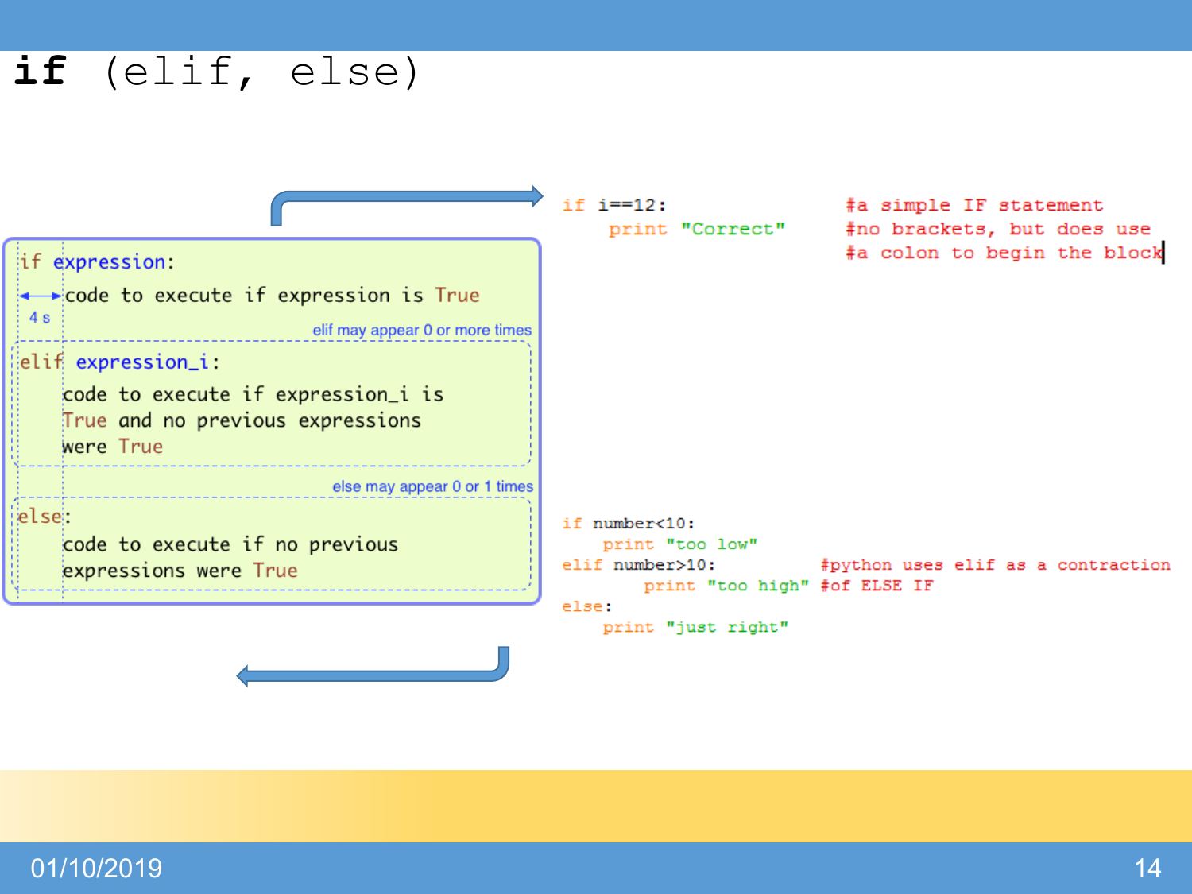# if (elif, else)

```
if expression:
    code to execute if expression is True
elif expression_i:
    code to execute if expression_i is
    True and no previous expressions
    were True
else:
    code to execute if no previous
    expressions were True
```

4 s

elif may appear 0 or more times

else may appear 0 or 1 times

```
if i==12:                  #a simple IF statement
    print "Correct"        #no brackets, but does use
                           #a colon to begin the block
```

```
if number<10:
    print "too low"
elif number>10:               #python uses elif as a contraction
    print "too high"          #of ELSE IF
else:
    print "just right"
```

01/10/2019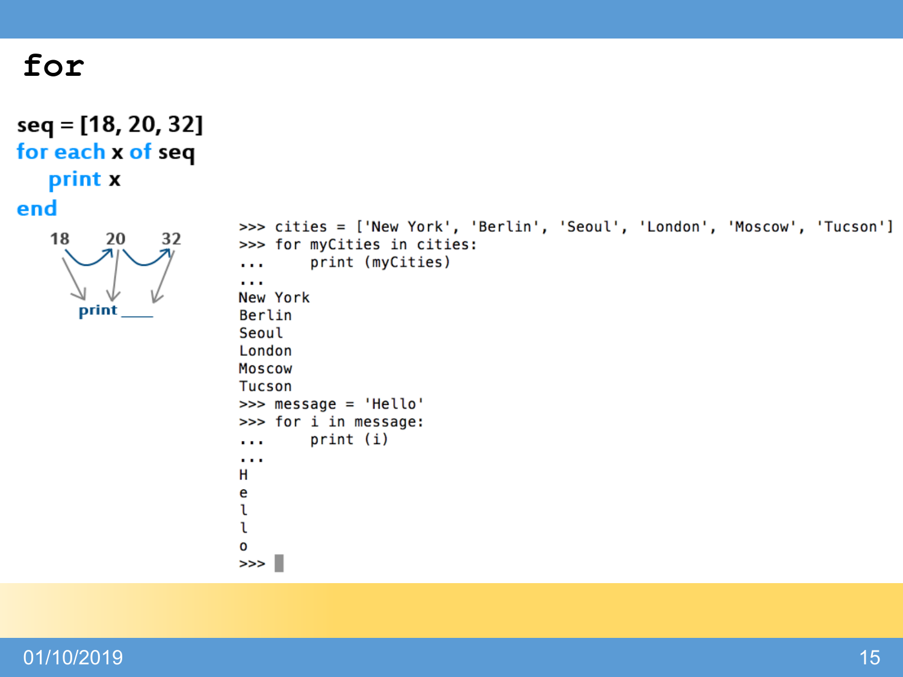# for

seq = [18, 20, 32]
**for each** x **of** seq
    **print** x
**end**

18 20 32

print ____

```
>>> cities = ['New York', 'Berlin', 'Seoul', 'London', 'Moscow', 'Tucson']
>>> for myCities in cities:
...     print (myCities)
...
New York
Berlin
Seoul
London
Moscow
Tucson
>>> message = 'Hello'
>>> for i in message:
...     print (i)
...
H
e
l
l
o
>>>
```

01/10/2019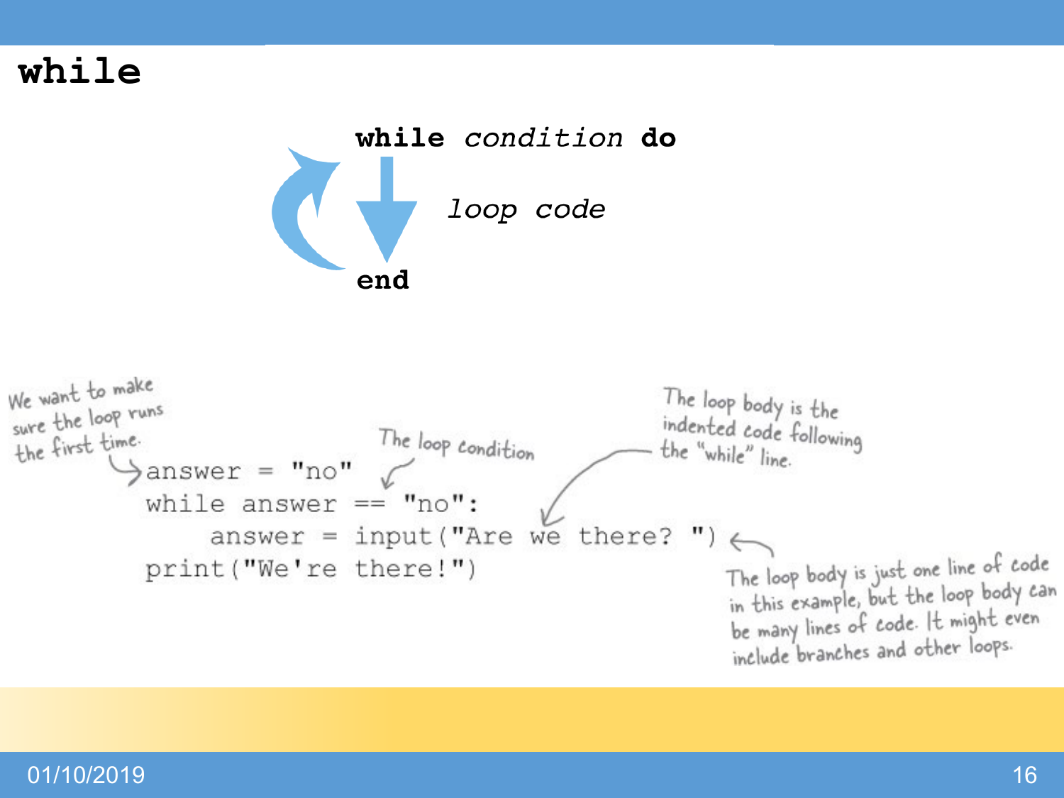# while

**while** *condition* **do**

*loop code*

**end**

We want to make sure the loop runs the first time.

The loop condition

The loop body is the indented code following the "while" line.

```
answer = "no"
while answer == "no":
    answer = input("Are we there? ")
print("We're there!")
```

The loop body is just one line of code in this example, but the loop body can be many lines of code. It might even include branches and other loops.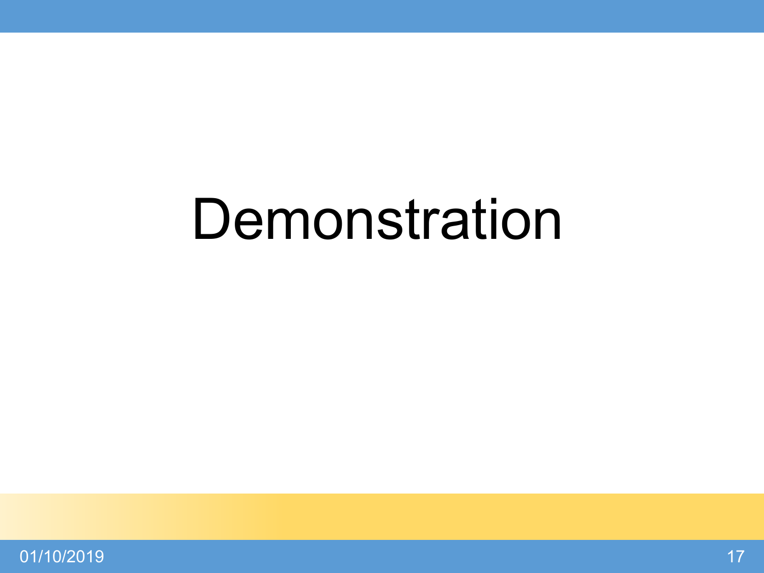# Demonstration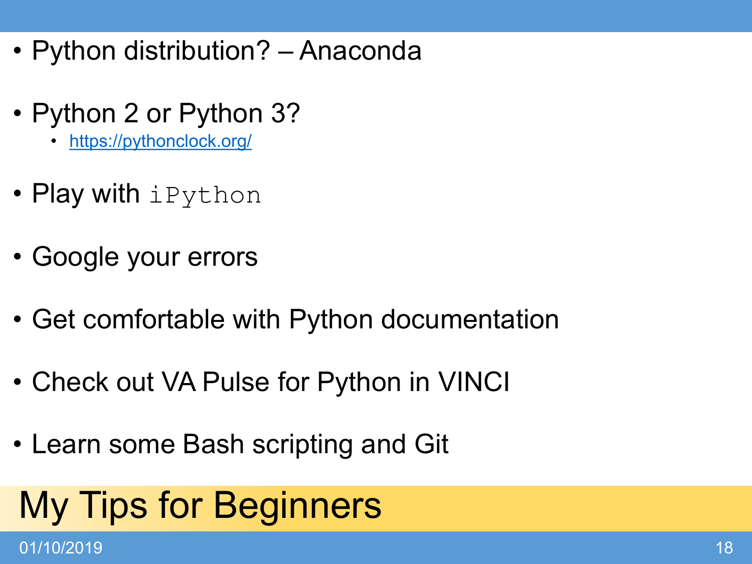# My Tips for Beginners

- Python distribution? – Anaconda
- Python 2 or Python 3?
  - https://pythonclock.org/
- Play with `iPython`
- Google your errors
- Get comfortable with Python documentation
- Check out VA Pulse for Python in VINCI
- Learn some Bash scripting and Git

01/10/2019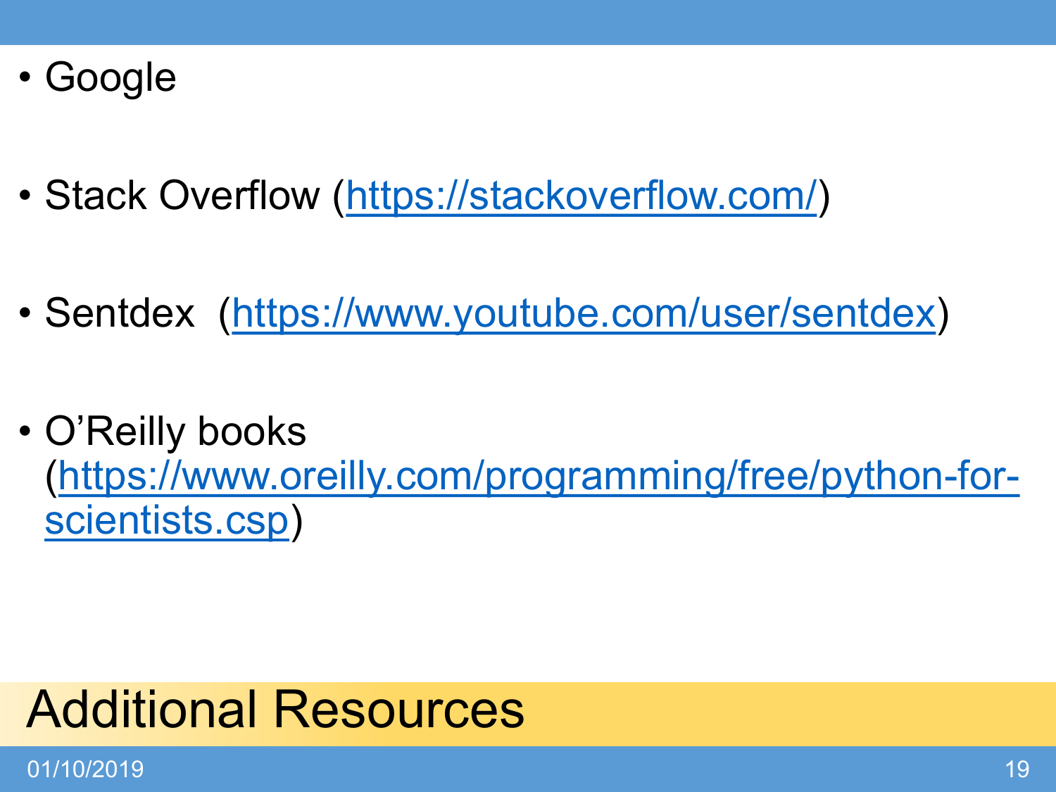# Additional Resources

- Google
- Stack Overflow (https://stackoverflow.com/)
- Sentdex (https://www.youtube.com/user/sentdex)
- O'Reilly books (https://www.oreilly.com/programming/free/python-for-scientists.csp)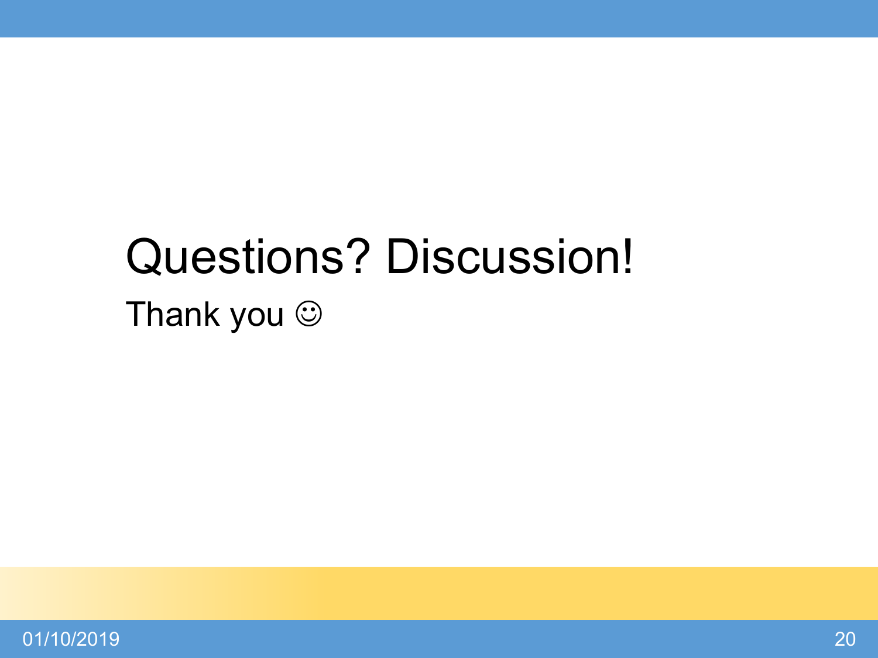# Questions? Discussion!

Thank you ☺